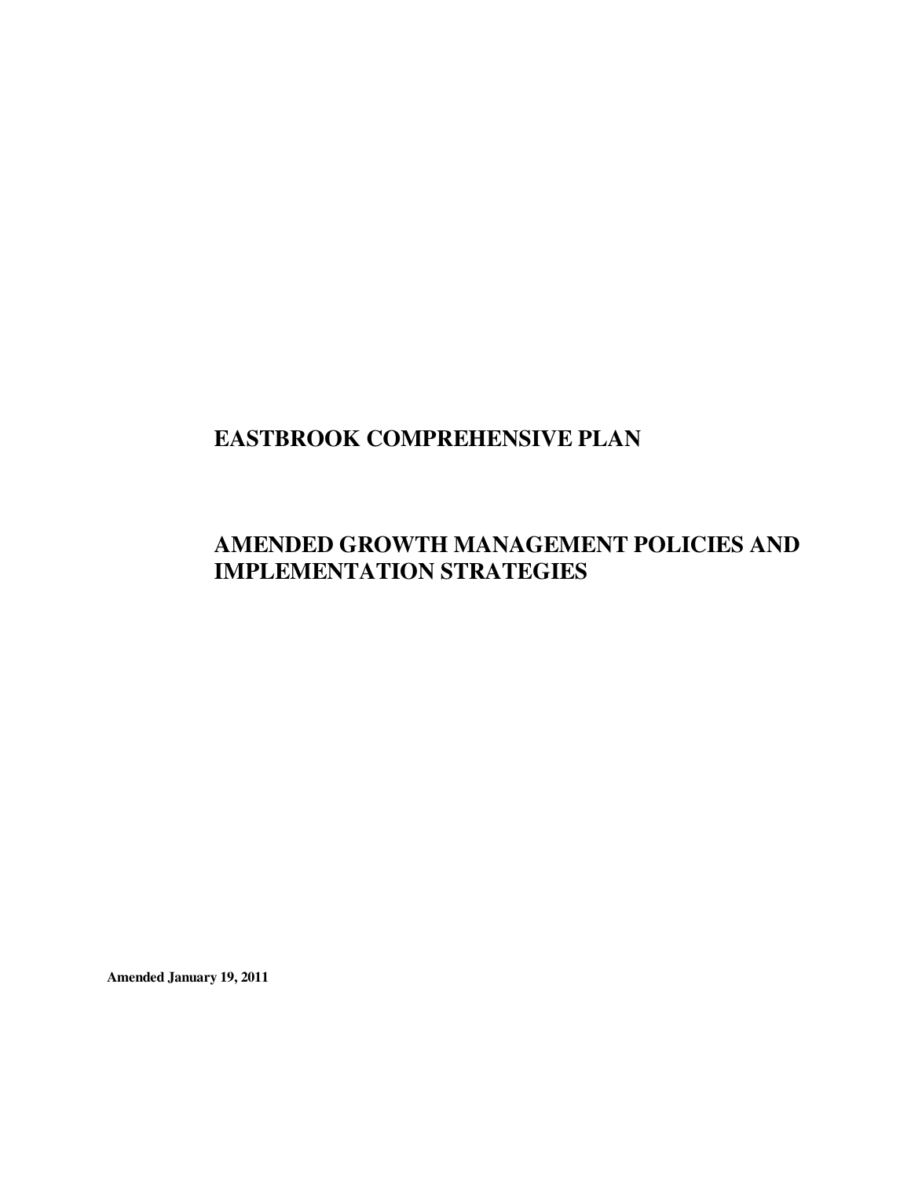# EASTBROOK COMPREHENSIVE PLAN

# AMENDED GROWTH MANAGEMENT POLICIES AND IMPLEMENTATION STRATEGIES

**Amended January 19, 2011**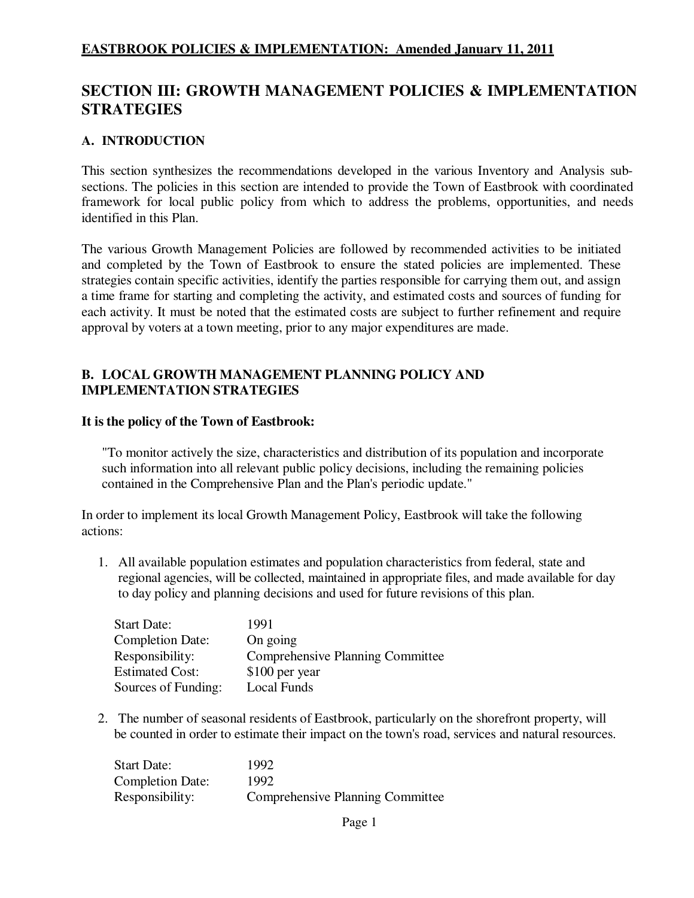# SECTION III: GROWTH MANAGEMENT POLICIES & IMPLEMENTATION STRATEGIES

## A. INTRODUCTION

This section synthesizes the recommendations developed in the various Inventory and Analysis sub-sections. The policies in this section are intended to provide the Town of Eastbrook with coordinated framework for local public policy from which to address the problems, opportunities, and needs identified in this Plan.

The various Growth Management Policies are followed by recommended activities to be initiated and completed by the Town of Eastbrook to ensure the stated policies are implemented. These strategies contain specific activities, identify the parties responsible for carrying them out, and assign a time frame for starting and completing the activity, and estimated costs and sources of funding for each activity. It must be noted that the estimated costs are subject to further refinement and require approval by voters at a town meeting, prior to any major expenditures are made.

## B. LOCAL GROWTH MANAGEMENT PLANNING POLICY AND IMPLEMENTATION STRATEGIES

**It is the policy of the Town of Eastbrook:**

> "To monitor actively the size, characteristics and distribution of its population and incorporate such information into all relevant public policy decisions, including the remaining policies contained in the Comprehensive Plan and the Plan's periodic update."

In order to implement its local Growth Management Policy, Eastbrook will take the following actions:

1. All available population estimates and population characteristics from federal, state and regional agencies, will be collected, maintained in appropriate files, and made available for day to day policy and planning decisions and used for future revisions of this plan.

   Start Date: 1991
   Completion Date: On going
   Responsibility: Comprehensive Planning Committee
   Estimated Cost: $100 per year
   Sources of Funding: Local Funds

2. The number of seasonal residents of Eastbrook, particularly on the shorefront property, will be counted in order to estimate their impact on the town's road, services and natural resources.

   Start Date: 1992
   Completion Date: 1992
   Responsibility: Comprehensive Planning Committee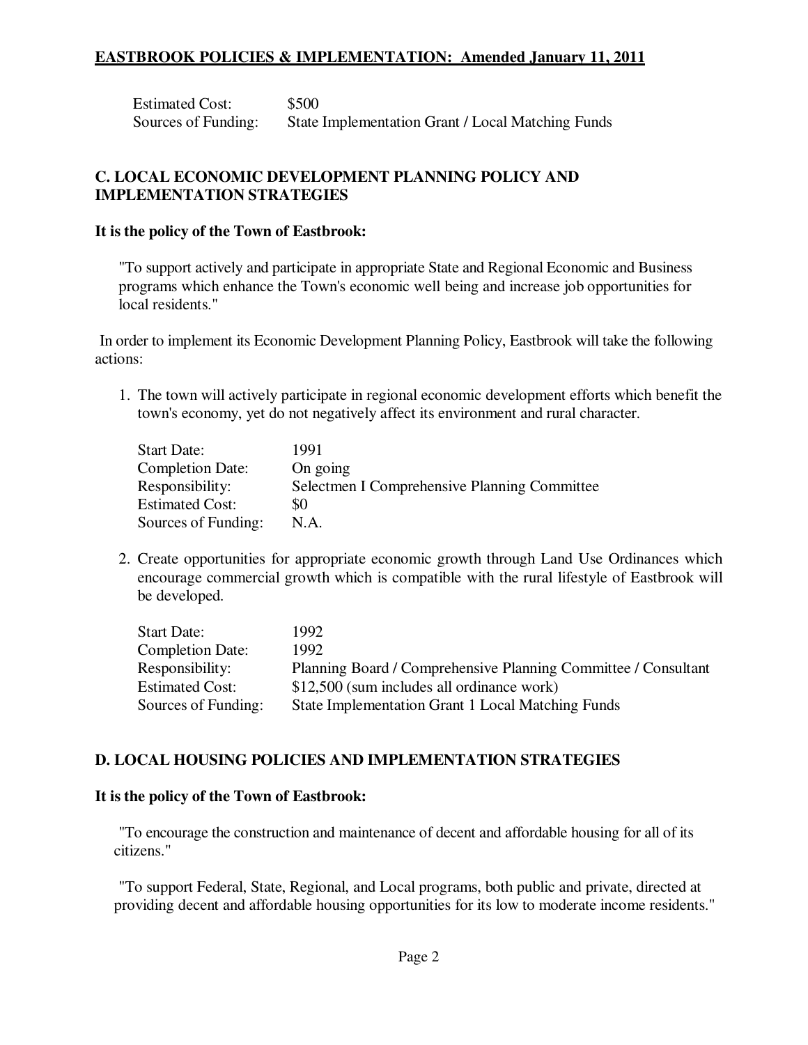Estimated Cost: $500
Sources of Funding: State Implementation Grant / Local Matching Funds

## C. LOCAL ECONOMIC DEVELOPMENT PLANNING POLICY AND IMPLEMENTATION STRATEGIES

**It is the policy of the Town of Eastbrook:**

"To support actively and participate in appropriate State and Regional Economic and Business programs which enhance the Town's economic well being and increase job opportunities for local residents."

In order to implement its Economic Development Planning Policy, Eastbrook will take the following actions:

1. The town will actively participate in regional economic development efforts which benefit the town's economy, yet do not negatively affect its environment and rural character.

   Start Date: 1991
   Completion Date: On going
   Responsibility: Selectmen I Comprehensive Planning Committee
   Estimated Cost: $0
   Sources of Funding: N.A.

2. Create opportunities for appropriate economic growth through Land Use Ordinances which encourage commercial growth which is compatible with the rural lifestyle of Eastbrook will be developed.

   Start Date: 1992
   Completion Date: 1992
   Responsibility: Planning Board / Comprehensive Planning Committee / Consultant
   Estimated Cost: $12,500 (sum includes all ordinance work)
   Sources of Funding: State Implementation Grant 1 Local Matching Funds

## D. LOCAL HOUSING POLICIES AND IMPLEMENTATION STRATEGIES

**It is the policy of the Town of Eastbrook:**

"To encourage the construction and maintenance of decent and affordable housing for all of its citizens."

"To support Federal, State, Regional, and Local programs, both public and private, directed at providing decent and affordable housing opportunities for its low to moderate income residents."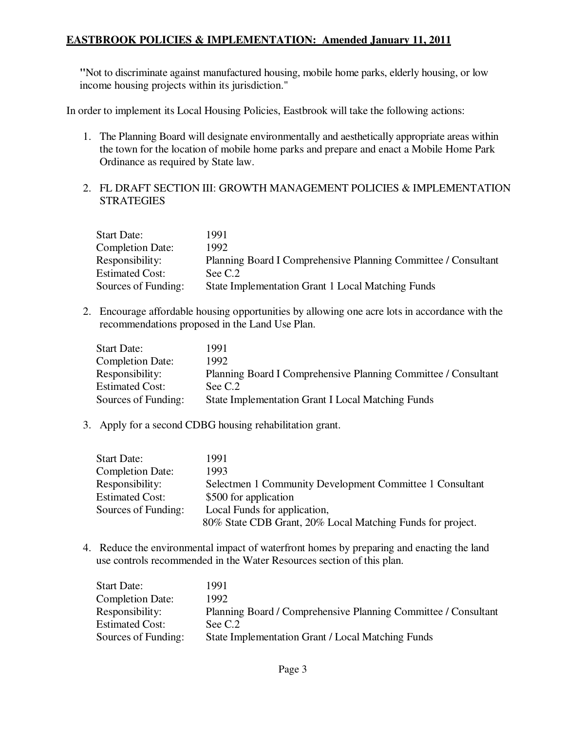"Not to discriminate against manufactured housing, mobile home parks, elderly housing, or low income housing projects within its jurisdiction."

In order to implement its Local Housing Policies, Eastbrook will take the following actions:

1. The Planning Board will designate environmentally and aesthetically appropriate areas within the town for the location of mobile home parks and prepare and enact a Mobile Home Park Ordinance as required by State law.

2. FL DRAFT SECTION III: GROWTH MANAGEMENT POLICIES & IMPLEMENTATION STRATEGIES

| | |
|---|---|
| Start Date: | 1991 |
| Completion Date: | 1992 |
| Responsibility: | Planning Board I Comprehensive Planning Committee / Consultant |
| Estimated Cost: | See C.2 |
| Sources of Funding: | State Implementation Grant 1 Local Matching Funds |

2. Encourage affordable housing opportunities by allowing one acre lots in accordance with the recommendations proposed in the Land Use Plan.

| | |
|---|---|
| Start Date: | 1991 |
| Completion Date: | 1992 |
| Responsibility: | Planning Board I Comprehensive Planning Committee / Consultant |
| Estimated Cost: | See C.2 |
| Sources of Funding: | State Implementation Grant I Local Matching Funds |

3. Apply for a second CDBG housing rehabilitation grant.

| | |
|---|---|
| Start Date: | 1991 |
| Completion Date: | 1993 |
| Responsibility: | Selectmen 1 Community Development Committee 1 Consultant |
| Estimated Cost: | $500 for application |
| Sources of Funding: | Local Funds for application, 80% State CDB Grant, 20% Local Matching Funds for project. |

4. Reduce the environmental impact of waterfront homes by preparing and enacting the land use controls recommended in the Water Resources section of this plan.

| | |
|---|---|
| Start Date: | 1991 |
| Completion Date: | 1992 |
| Responsibility: | Planning Board / Comprehensive Planning Committee / Consultant |
| Estimated Cost: | See C.2 |
| Sources of Funding: | State Implementation Grant / Local Matching Funds |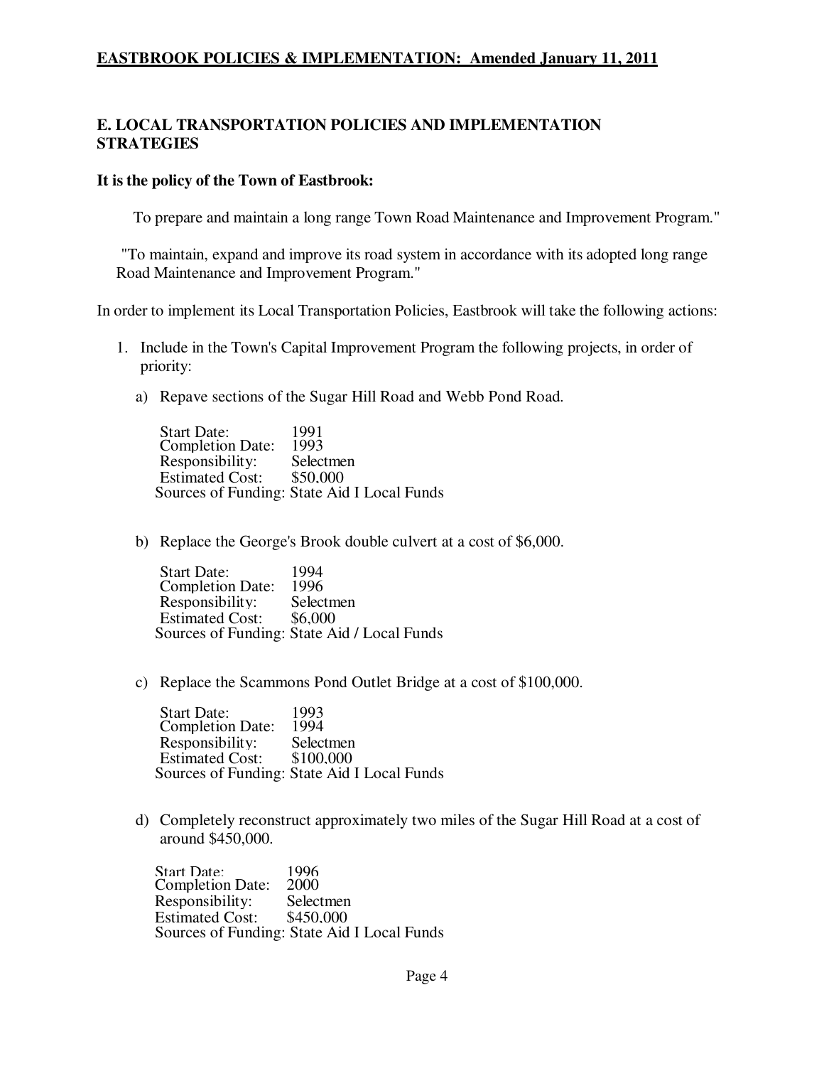## E. LOCAL TRANSPORTATION POLICIES AND IMPLEMENTATION STRATEGIES

**It is the policy of the Town of Eastbrook:**

To prepare and maintain a long range Town Road Maintenance and Improvement Program."

"To maintain, expand and improve its road system in accordance with its adopted long range Road Maintenance and Improvement Program."

In order to implement its Local Transportation Policies, Eastbrook will take the following actions:

1. Include in the Town's Capital Improvement Program the following projects, in order of priority:

   a) Repave sections of the Sugar Hill Road and Webb Pond Road.

      Start Date: 1991
      Completion Date: 1993
      Responsibility: Selectmen
      Estimated Cost: $50,000
      Sources of Funding: State Aid I Local Funds

   b) Replace the George's Brook double culvert at a cost of $6,000.

      Start Date: 1994
      Completion Date: 1996
      Responsibility: Selectmen
      Estimated Cost: $6,000
      Sources of Funding: State Aid / Local Funds

   c) Replace the Scammons Pond Outlet Bridge at a cost of $100,000.

      Start Date: 1993
      Completion Date: 1994
      Responsibility: Selectmen
      Estimated Cost: $100,000
      Sources of Funding: State Aid I Local Funds

   d) Completely reconstruct approximately two miles of the Sugar Hill Road at a cost of around $450,000.

      Start Date: 1996
      Completion Date: 2000
      Responsibility: Selectmen
      Estimated Cost: $450,000
      Sources of Funding: State Aid I Local Funds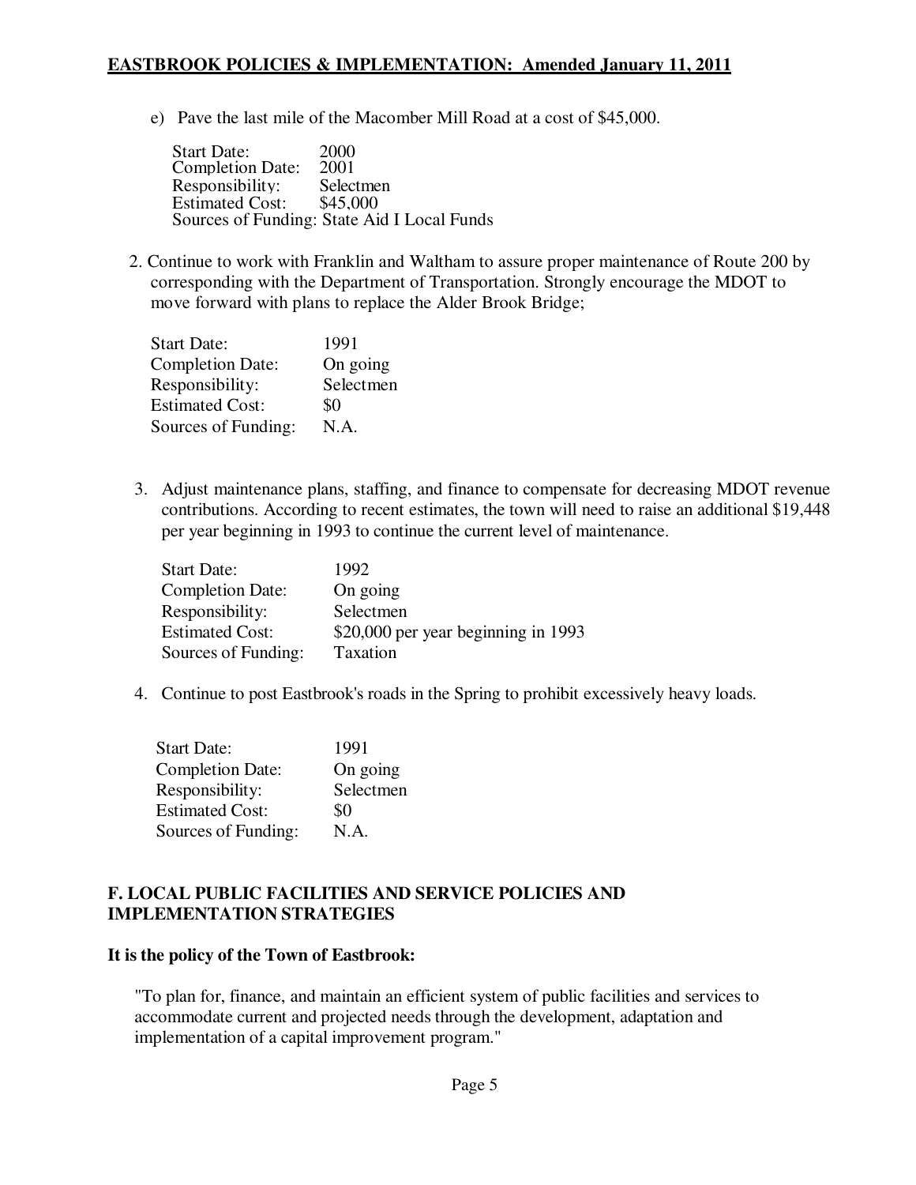e) Pave the last mile of the Macomber Mill Road at a cost of $45,000.

Start Date: 2000
Completion Date: 2001
Responsibility: Selectmen
Estimated Cost: $45,000
Sources of Funding: State Aid I Local Funds

2. Continue to work with Franklin and Waltham to assure proper maintenance of Route 200 by corresponding with the Department of Transportation. Strongly encourage the MDOT to move forward with plans to replace the Alder Brook Bridge;

| | |
|---|---|
| Start Date: | 1991 |
| Completion Date: | On going |
| Responsibility: | Selectmen |
| Estimated Cost: | $0 |
| Sources of Funding: | N.A. |

3. Adjust maintenance plans, staffing, and finance to compensate for decreasing MDOT revenue contributions. According to recent estimates, the town will need to raise an additional $19,448 per year beginning in 1993 to continue the current level of maintenance.

| | |
|---|---|
| Start Date: | 1992 |
| Completion Date: | On going |
| Responsibility: | Selectmen |
| Estimated Cost: | $20,000 per year beginning in 1993 |
| Sources of Funding: | Taxation |

4. Continue to post Eastbrook's roads in the Spring to prohibit excessively heavy loads.

| | |
|---|---|
| Start Date: | 1991 |
| Completion Date: | On going |
| Responsibility: | Selectmen |
| Estimated Cost: | $0 |
| Sources of Funding: | N.A. |

## F. LOCAL PUBLIC FACILITIES AND SERVICE POLICIES AND IMPLEMENTATION STRATEGIES

**It is the policy of the Town of Eastbrook:**

"To plan for, finance, and maintain an efficient system of public facilities and services to accommodate current and projected needs through the development, adaptation and implementation of a capital improvement program."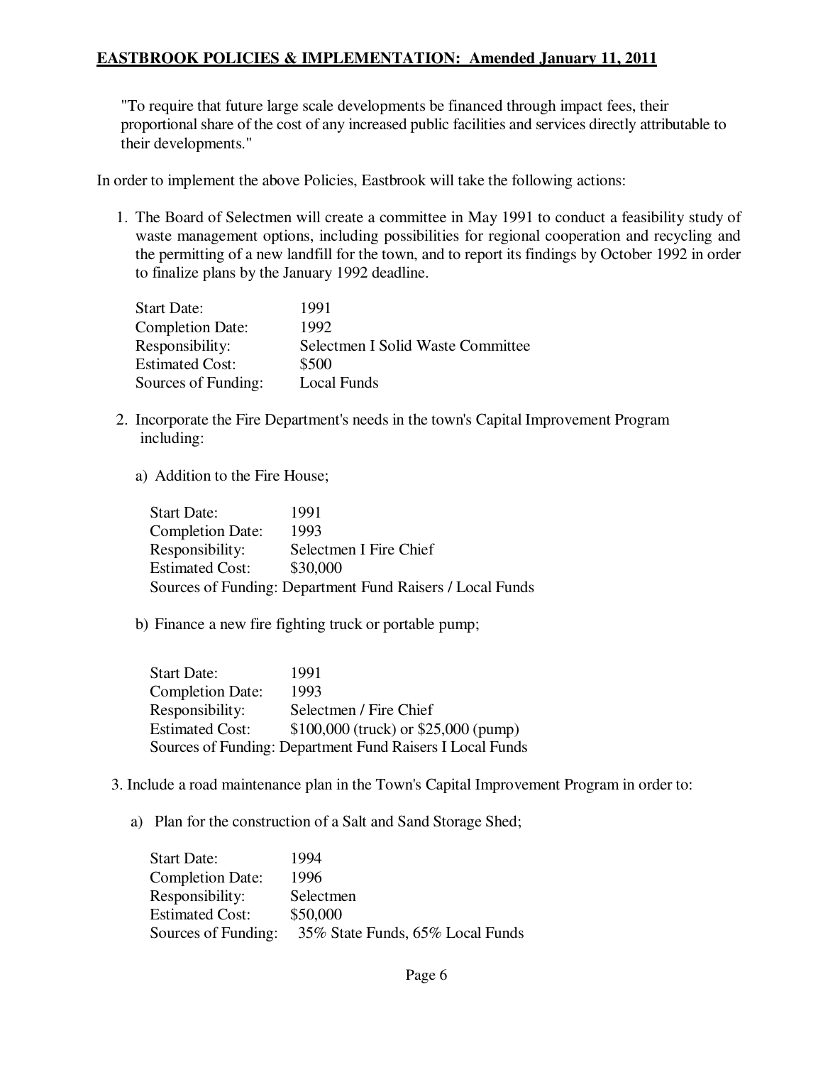"To require that future large scale developments be financed through impact fees, their proportional share of the cost of any increased public facilities and services directly attributable to their developments."

In order to implement the above Policies, Eastbrook will take the following actions:

1. The Board of Selectmen will create a committee in May 1991 to conduct a feasibility study of waste management options, including possibilities for regional cooperation and recycling and the permitting of a new landfill for the town, and to report its findings by October 1992 in order to finalize plans by the January 1992 deadline.

   Start Date: 1991
   Completion Date: 1992
   Responsibility: Selectmen I Solid Waste Committee
   Estimated Cost: $500
   Sources of Funding: Local Funds

2. Incorporate the Fire Department's needs in the town's Capital Improvement Program including:

   a) Addition to the Fire House;

      Start Date: 1991
      Completion Date: 1993
      Responsibility: Selectmen I Fire Chief
      Estimated Cost: $30,000
      Sources of Funding: Department Fund Raisers / Local Funds

   b) Finance a new fire fighting truck or portable pump;

      Start Date: 1991
      Completion Date: 1993
      Responsibility: Selectmen / Fire Chief
      Estimated Cost: $100,000 (truck) or $25,000 (pump)
      Sources of Funding: Department Fund Raisers I Local Funds

3. Include a road maintenance plan in the Town's Capital Improvement Program in order to:

   a) Plan for the construction of a Salt and Sand Storage Shed;

      Start Date: 1994
      Completion Date: 1996
      Responsibility: Selectmen
      Estimated Cost: $50,000
      Sources of Funding: 35% State Funds, 65% Local Funds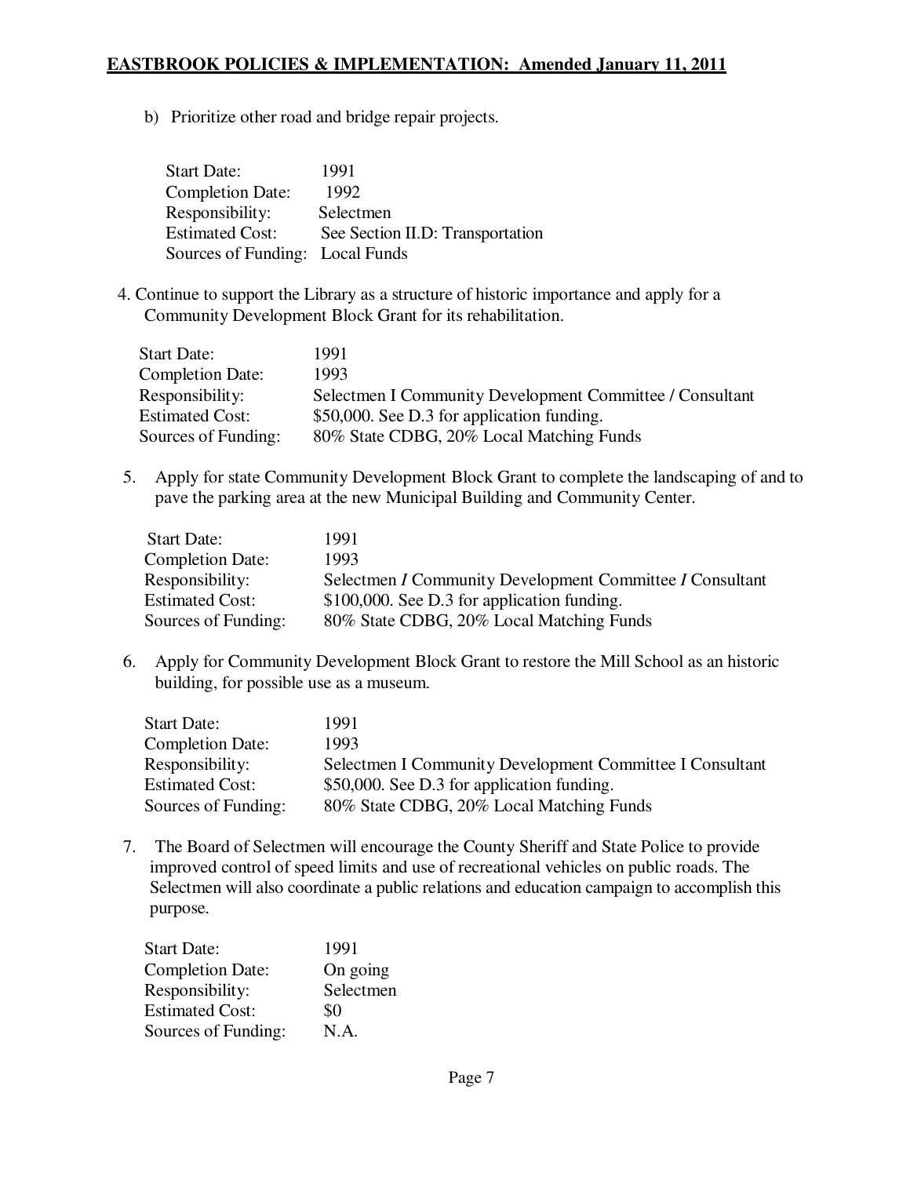b) Prioritize other road and bridge repair projects.

Start Date: 1991
Completion Date: 1992
Responsibility: Selectmen
Estimated Cost: See Section II.D: Transportation
Sources of Funding: Local Funds

4. Continue to support the Library as a structure of historic importance and apply for a Community Development Block Grant for its rehabilitation.

Start Date: 1991
Completion Date: 1993
Responsibility: Selectmen I Community Development Committee / Consultant
Estimated Cost: $50,000. See D.3 for application funding.
Sources of Funding: 80% State CDBG, 20% Local Matching Funds

5. Apply for state Community Development Block Grant to complete the landscaping of and to pave the parking area at the new Municipal Building and Community Center.

Start Date: 1991
Completion Date: 1993
Responsibility: Selectmen *I* Community Development Committee *I* Consultant
Estimated Cost: $100,000. See D.3 for application funding.
Sources of Funding: 80% State CDBG, 20% Local Matching Funds

6. Apply for Community Development Block Grant to restore the Mill School as an historic building, for possible use as a museum.

Start Date: 1991
Completion Date: 1993
Responsibility: Selectmen I Community Development Committee I Consultant
Estimated Cost: $50,000. See D.3 for application funding.
Sources of Funding: 80% State CDBG, 20% Local Matching Funds

7. The Board of Selectmen will encourage the County Sheriff and State Police to provide improved control of speed limits and use of recreational vehicles on public roads. The Selectmen will also coordinate a public relations and education campaign to accomplish this purpose.

Start Date: 1991
Completion Date: On going
Responsibility: Selectmen
Estimated Cost: $0
Sources of Funding: N.A.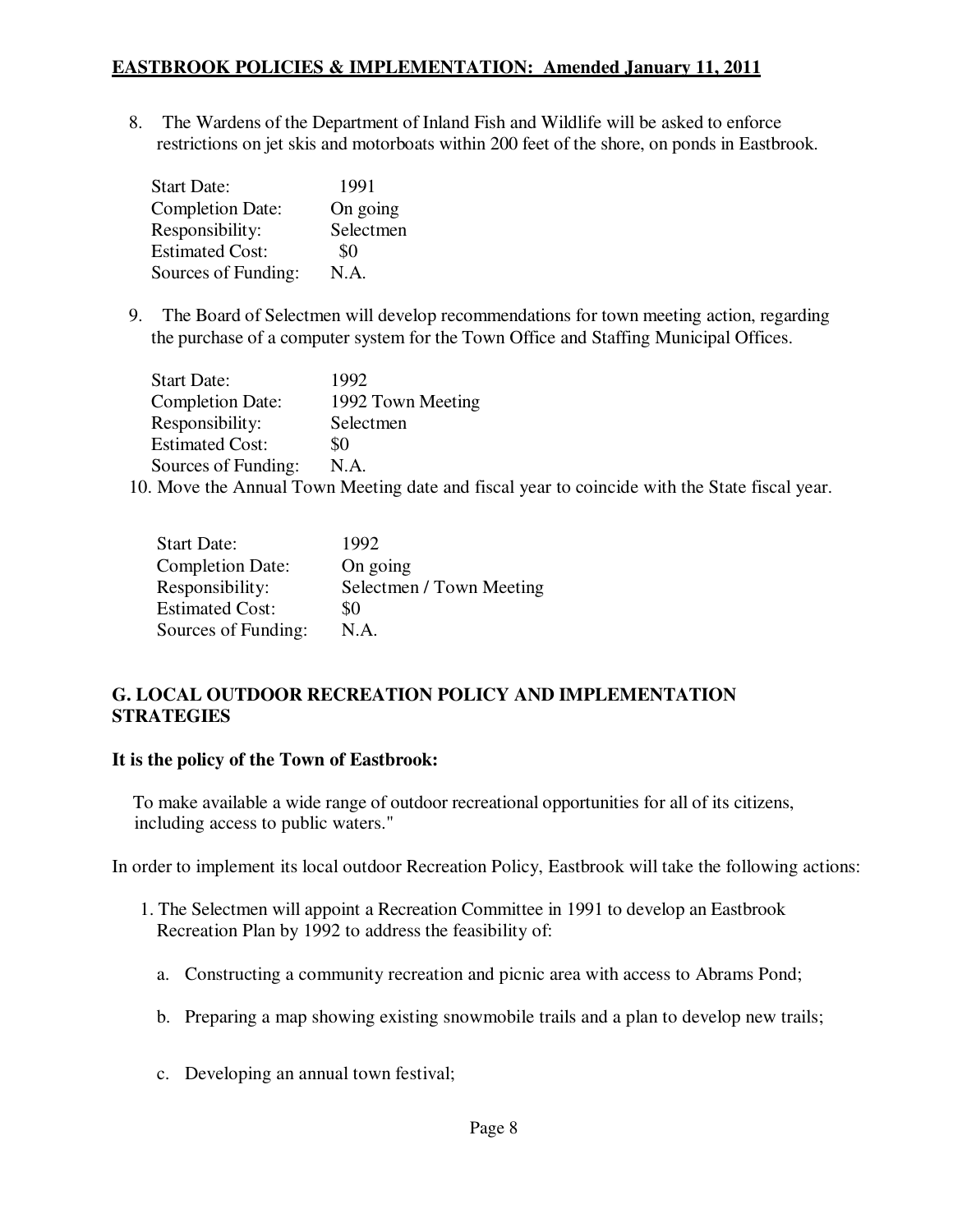8. The Wardens of the Department of Inland Fish and Wildlife will be asked to enforce restrictions on jet skis and motorboats within 200 feet of the shore, on ponds in Eastbrook.

| | |
|---|---|
| Start Date: | 1991 |
| Completion Date: | On going |
| Responsibility: | Selectmen |
| Estimated Cost: | $0 |
| Sources of Funding: | N.A. |

9. The Board of Selectmen will develop recommendations for town meeting action, regarding the purchase of a computer system for the Town Office and Staffing Municipal Offices.

| | |
|---|---|
| Start Date: | 1992 |
| Completion Date: | 1992 Town Meeting |
| Responsibility: | Selectmen |
| Estimated Cost: | $0 |
| Sources of Funding: | N.A. |

10. Move the Annual Town Meeting date and fiscal year to coincide with the State fiscal year.

| | |
|---|---|
| Start Date: | 1992 |
| Completion Date: | On going |
| Responsibility: | Selectmen / Town Meeting |
| Estimated Cost: | $0 |
| Sources of Funding: | N.A. |

## G. LOCAL OUTDOOR RECREATION POLICY AND IMPLEMENTATION STRATEGIES

**It is the policy of the Town of Eastbrook:**

To make available a wide range of outdoor recreational opportunities for all of its citizens, including access to public waters."

In order to implement its local outdoor Recreation Policy, Eastbrook will take the following actions:

1. The Selectmen will appoint a Recreation Committee in 1991 to develop an Eastbrook Recreation Plan by 1992 to address the feasibility of:

   a. Constructing a community recreation and picnic area with access to Abrams Pond;

   b. Preparing a map showing existing snowmobile trails and a plan to develop new trails;

   c. Developing an annual town festival;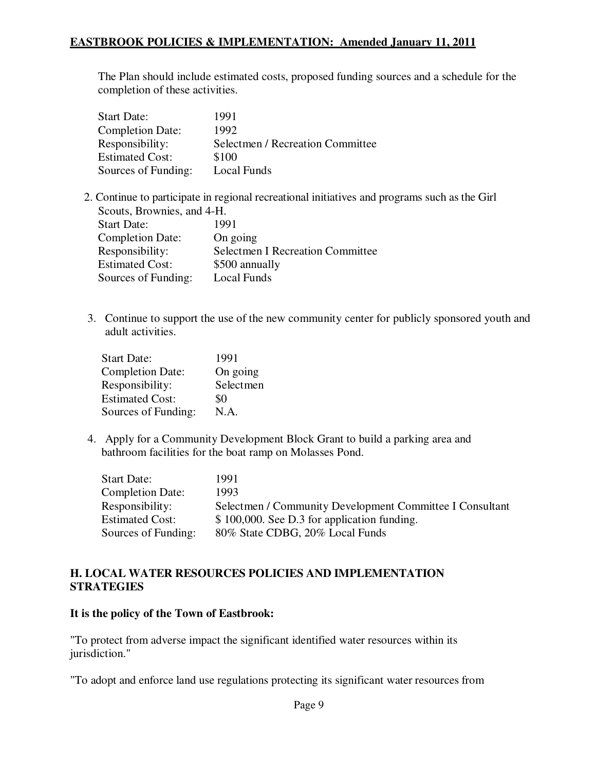The Plan should include estimated costs, proposed funding sources and a schedule for the completion of these activities.

Start Date: 1991
Completion Date: 1992
Responsibility: Selectmen / Recreation Committee
Estimated Cost: $100
Sources of Funding: Local Funds

2. Continue to participate in regional recreational initiatives and programs such as the Girl Scouts, Brownies, and 4-H.

   Start Date: 1991
   Completion Date: On going
   Responsibility: Selectmen I Recreation Committee
   Estimated Cost: $500 annually
   Sources of Funding: Local Funds

3. Continue to support the use of the new community center for publicly sponsored youth and adult activities.

   Start Date: 1991
   Completion Date: On going
   Responsibility: Selectmen
   Estimated Cost: $0
   Sources of Funding: N.A.

4. Apply for a Community Development Block Grant to build a parking area and bathroom facilities for the boat ramp on Molasses Pond.

   Start Date: 1991
   Completion Date: 1993
   Responsibility: Selectmen / Community Development Committee I Consultant
   Estimated Cost: $ 100,000. See D.3 for application funding.
   Sources of Funding: 80% State CDBG, 20% Local Funds

## H. LOCAL WATER RESOURCES POLICIES AND IMPLEMENTATION STRATEGIES

**It is the policy of the Town of Eastbrook:**

"To protect from adverse impact the significant identified water resources within its jurisdiction."

"To adopt and enforce land use regulations protecting its significant water resources from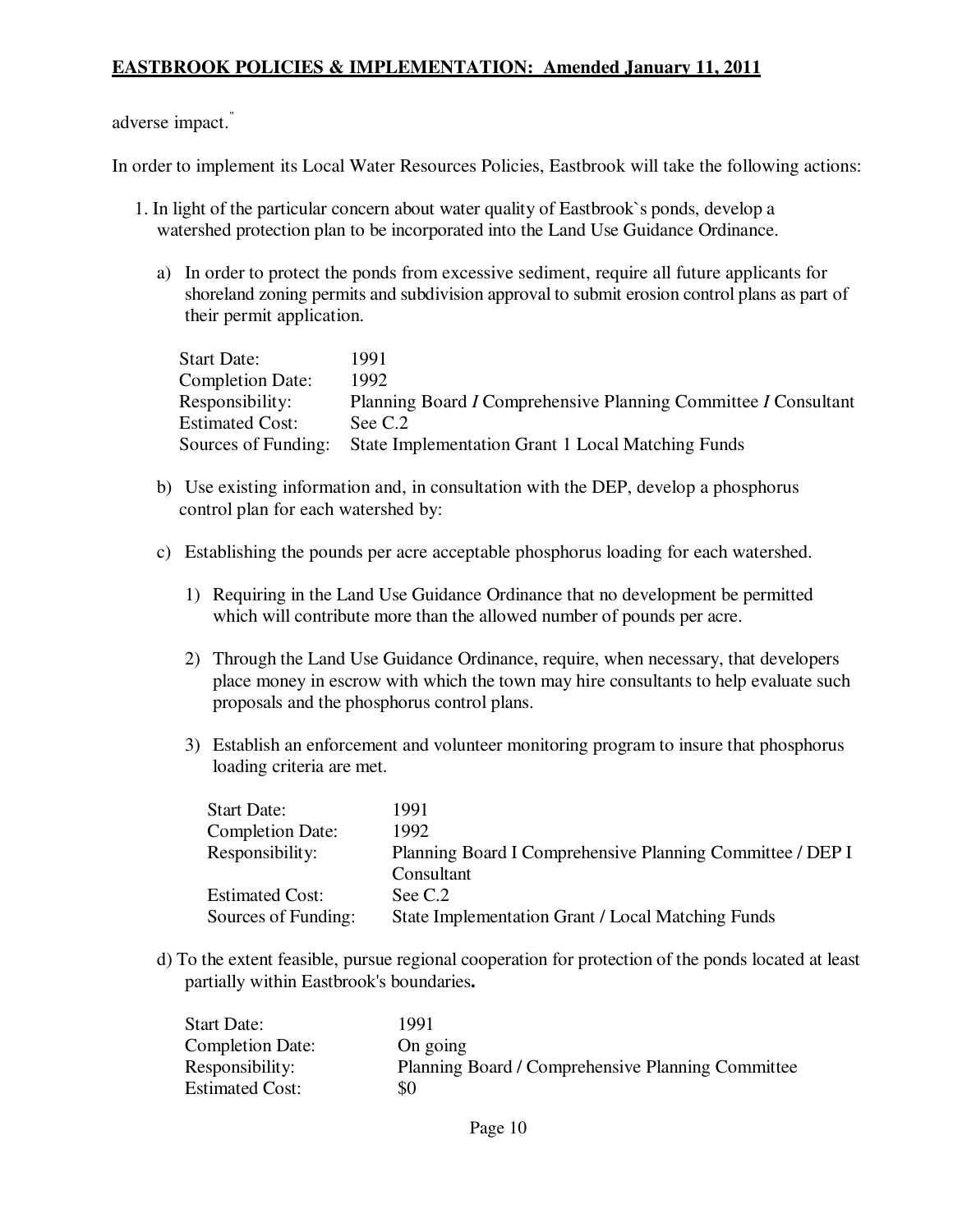adverse impact."

In order to implement its Local Water Resources Policies, Eastbrook will take the following actions:

1. In light of the particular concern about water quality of Eastbrook`s ponds, develop a watershed protection plan to be incorporated into the Land Use Guidance Ordinance.

   a) In order to protect the ponds from excessive sediment, require all future applicants for shoreland zoning permits and subdivision approval to submit erosion control plans as part of their permit application.

   | | |
   |---|---|
   | Start Date: | 1991 |
   | Completion Date: | 1992 |
   | Responsibility: | Planning Board *I* Comprehensive Planning Committee *I* Consultant |
   | Estimated Cost: | See C.2 |
   | Sources of Funding: | State Implementation Grant 1 Local Matching Funds |

   b) Use existing information and, in consultation with the DEP, develop a phosphorus control plan for each watershed by:

   c) Establishing the pounds per acre acceptable phosphorus loading for each watershed.

      1) Requiring in the Land Use Guidance Ordinance that no development be permitted which will contribute more than the allowed number of pounds per acre.

      2) Through the Land Use Guidance Ordinance, require, when necessary, that developers place money in escrow with which the town may hire consultants to help evaluate such proposals and the phosphorus control plans.

      3) Establish an enforcement and volunteer monitoring program to insure that phosphorus loading criteria are met.

      | | |
      |---|---|
      | Start Date: | 1991 |
      | Completion Date: | 1992 |
      | Responsibility: | Planning Board I Comprehensive Planning Committee / DEP I Consultant |
      | Estimated Cost: | See C.2 |
      | Sources of Funding: | State Implementation Grant / Local Matching Funds |

   d) To the extent feasible, pursue regional cooperation for protection of the ponds located at least partially within Eastbrook's boundaries**.**

   | | |
   |---|---|
   | Start Date: | 1991 |
   | Completion Date: | On going |
   | Responsibility: | Planning Board / Comprehensive Planning Committee |
   | Estimated Cost: | $0 |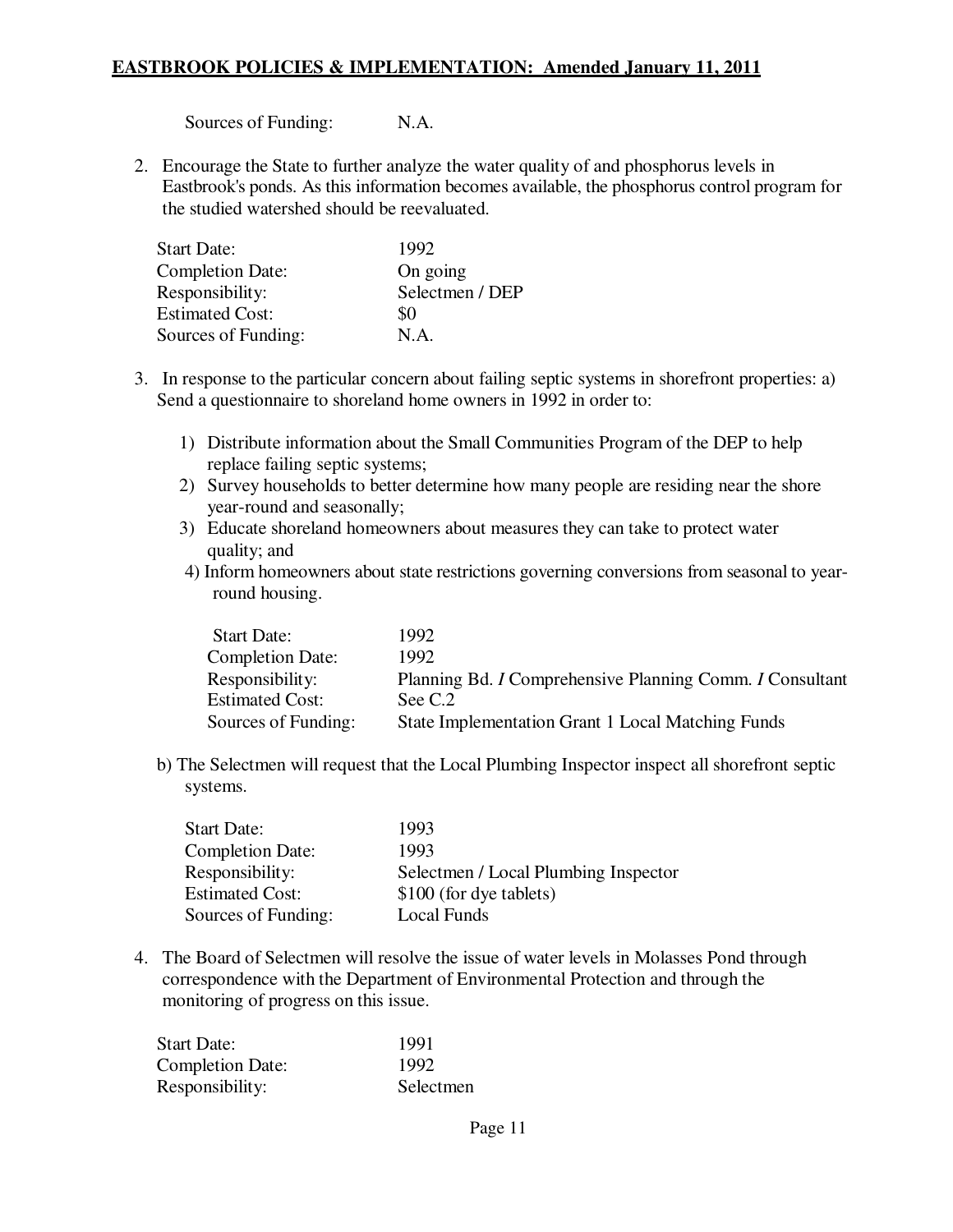Sources of Funding: N.A.

2. Encourage the State to further analyze the water quality of and phosphorus levels in Eastbrook's ponds. As this information becomes available, the phosphorus control program for the studied watershed should be reevaluated.

| | |
|---|---|
| Start Date: | 1992 |
| Completion Date: | On going |
| Responsibility: | Selectmen / DEP |
| Estimated Cost: | $0 |
| Sources of Funding: | N.A. |

3. In response to the particular concern about failing septic systems in shorefront properties: a) Send a questionnaire to shoreland home owners in 1992 in order to:

   1) Distribute information about the Small Communities Program of the DEP to help replace failing septic systems;
   2) Survey households to better determine how many people are residing near the shore year-round and seasonally;
   3) Educate shoreland homeowners about measures they can take to protect water quality; and
   4) Inform homeowners about state restrictions governing conversions from seasonal to year-round housing.

| | |
|---|---|
| Start Date: | 1992 |
| Completion Date: | 1992 |
| Responsibility: | Planning Bd. *I* Comprehensive Planning Comm. *I* Consultant |
| Estimated Cost: | See C.2 |
| Sources of Funding: | State Implementation Grant 1 Local Matching Funds |

   b) The Selectmen will request that the Local Plumbing Inspector inspect all shorefront septic systems.

| | |
|---|---|
| Start Date: | 1993 |
| Completion Date: | 1993 |
| Responsibility: | Selectmen / Local Plumbing Inspector |
| Estimated Cost: | $100 (for dye tablets) |
| Sources of Funding: | Local Funds |

4. The Board of Selectmen will resolve the issue of water levels in Molasses Pond through correspondence with the Department of Environmental Protection and through the monitoring of progress on this issue.

| | |
|---|---|
| Start Date: | 1991 |
| Completion Date: | 1992 |
| Responsibility: | Selectmen |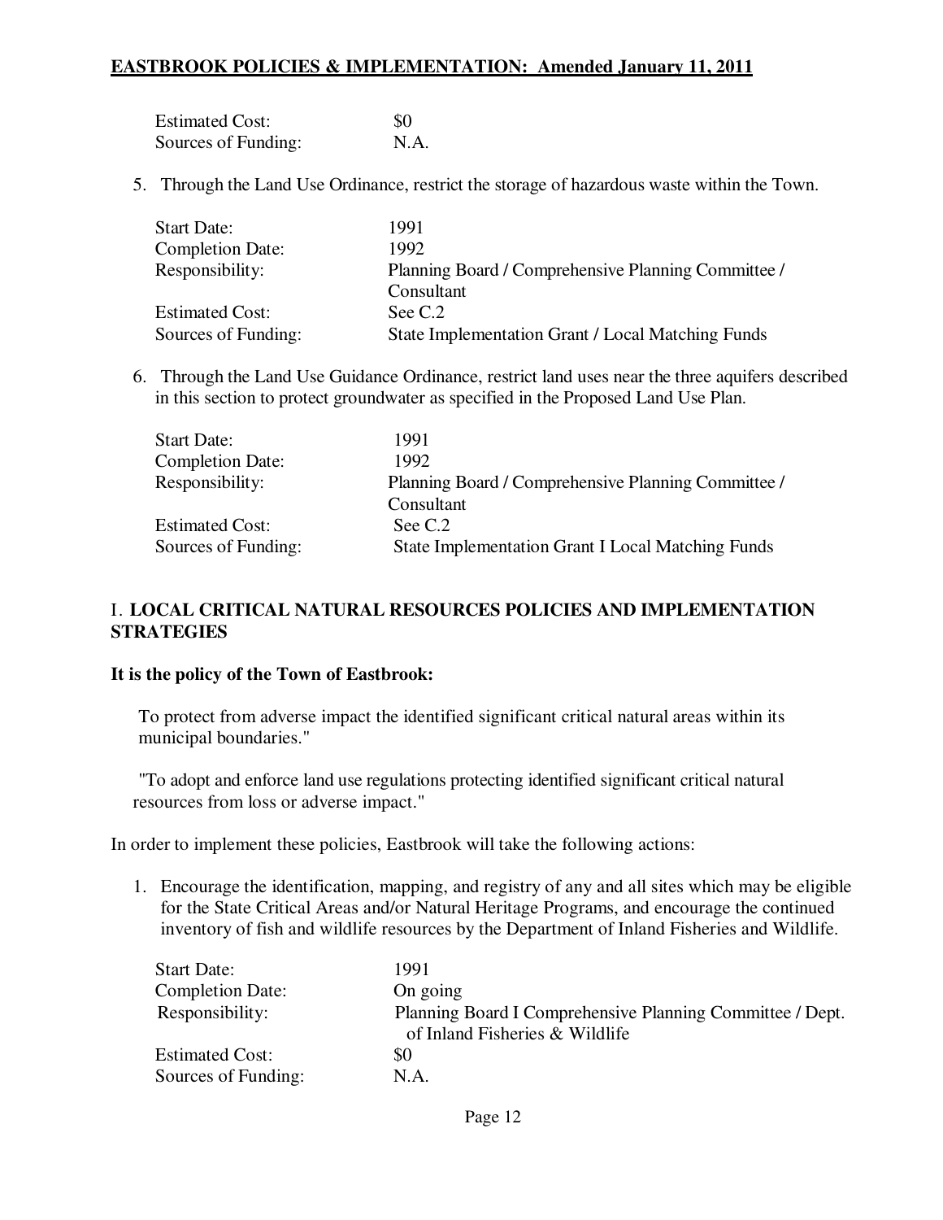Estimated Cost: $0
Sources of Funding: N.A.

5. Through the Land Use Ordinance, restrict the storage of hazardous waste within the Town.

| | |
|---|---|
| Start Date: | 1991 |
| Completion Date: | 1992 |
| Responsibility: | Planning Board / Comprehensive Planning Committee / Consultant |
| Estimated Cost: | See C.2 |
| Sources of Funding: | State Implementation Grant / Local Matching Funds |

6. Through the Land Use Guidance Ordinance, restrict land uses near the three aquifers described in this section to protect groundwater as specified in the Proposed Land Use Plan.

| | |
|---|---|
| Start Date: | 1991 |
| Completion Date: | 1992 |
| Responsibility: | Planning Board / Comprehensive Planning Committee / Consultant |
| Estimated Cost: | See C.2 |
| Sources of Funding: | State Implementation Grant I Local Matching Funds |

## I. LOCAL CRITICAL NATURAL RESOURCES POLICIES AND IMPLEMENTATION STRATEGIES

**It is the policy of the Town of Eastbrook:**

To protect from adverse impact the identified significant critical natural areas within its municipal boundaries."

"To adopt and enforce land use regulations protecting identified significant critical natural resources from loss or adverse impact."

In order to implement these policies, Eastbrook will take the following actions:

1. Encourage the identification, mapping, and registry of any and all sites which may be eligible for the State Critical Areas and/or Natural Heritage Programs, and encourage the continued inventory of fish and wildlife resources by the Department of Inland Fisheries and Wildlife.

| | |
|---|---|
| Start Date: | 1991 |
| Completion Date: | On going |
| Responsibility: | Planning Board I Comprehensive Planning Committee / Dept. of Inland Fisheries & Wildlife |
| Estimated Cost: | $0 |
| Sources of Funding: | N.A. |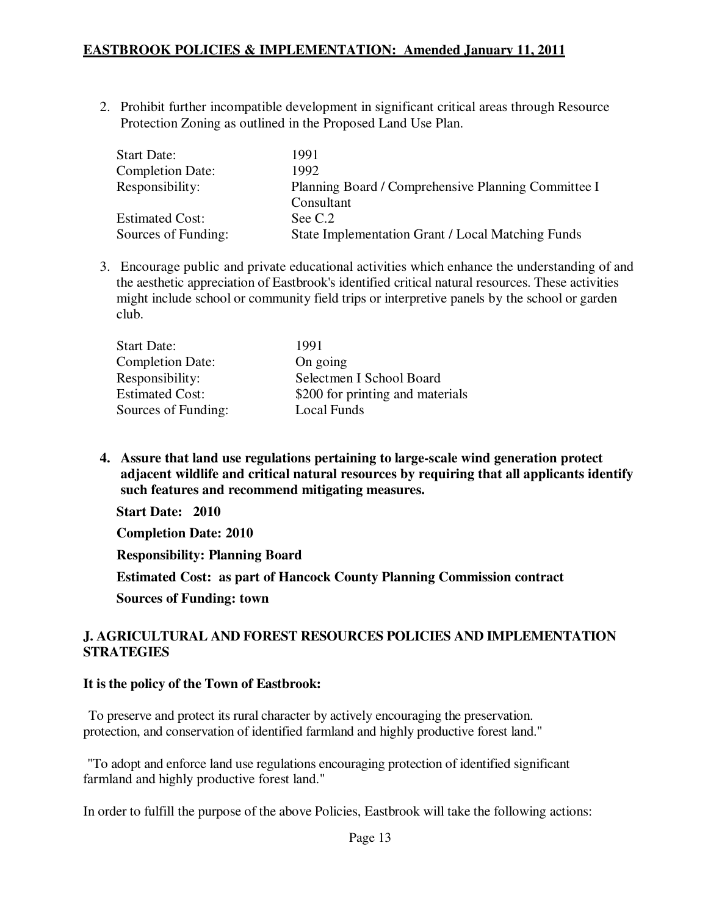2. Prohibit further incompatible development in significant critical areas through Resource Protection Zoning as outlined in the Proposed Land Use Plan.

| | |
|---|---|
| Start Date: | 1991 |
| Completion Date: | 1992 |
| Responsibility: | Planning Board / Comprehensive Planning Committee I Consultant |
| Estimated Cost: | See C.2 |
| Sources of Funding: | State Implementation Grant / Local Matching Funds |

3. Encourage public and private educational activities which enhance the understanding of and the aesthetic appreciation of Eastbrook's identified critical natural resources. These activities might include school or community field trips or interpretive panels by the school or garden club.

| | |
|---|---|
| Start Date: | 1991 |
| Completion Date: | On going |
| Responsibility: | Selectmen I School Board |
| Estimated Cost: | $200 for printing and materials |
| Sources of Funding: | Local Funds |

**4. Assure that land use regulations pertaining to large-scale wind generation protect adjacent wildlife and critical natural resources by requiring that all applicants identify such features and recommend mitigating measures.**

**Start Date: 2010**

**Completion Date: 2010**

**Responsibility: Planning Board**

**Estimated Cost: as part of Hancock County Planning Commission contract**

**Sources of Funding: town**

## J. AGRICULTURAL AND FOREST RESOURCES POLICIES AND IMPLEMENTATION STRATEGIES

**It is the policy of the Town of Eastbrook:**

To preserve and protect its rural character by actively encouraging the preservation. protection, and conservation of identified farmland and highly productive forest land."

"To adopt and enforce land use regulations encouraging protection of identified significant farmland and highly productive forest land."

In order to fulfill the purpose of the above Policies, Eastbrook will take the following actions: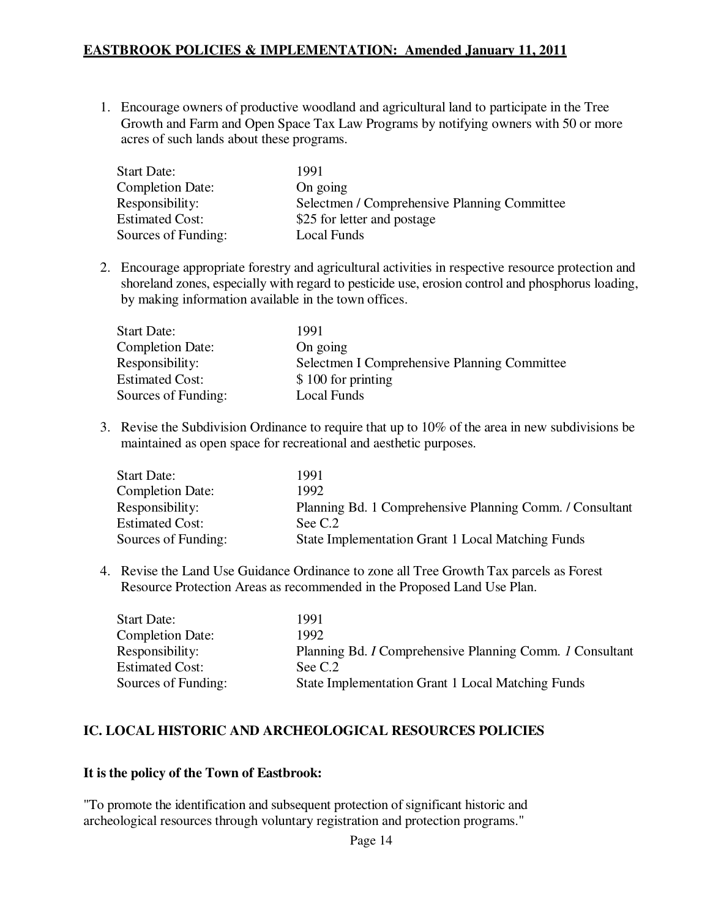1. Encourage owners of productive woodland and agricultural land to participate in the Tree Growth and Farm and Open Space Tax Law Programs by notifying owners with 50 or more acres of such lands about these programs.

| | |
|---|---|
| Start Date: | 1991 |
| Completion Date: | On going |
| Responsibility: | Selectmen / Comprehensive Planning Committee |
| Estimated Cost: | $25 for letter and postage |
| Sources of Funding: | Local Funds |

2. Encourage appropriate forestry and agricultural activities in respective resource protection and shoreland zones, especially with regard to pesticide use, erosion control and phosphorus loading, by making information available in the town offices.

| | |
|---|---|
| Start Date: | 1991 |
| Completion Date: | On going |
| Responsibility: | Selectmen I Comprehensive Planning Committee |
| Estimated Cost: | $ 100 for printing |
| Sources of Funding: | Local Funds |

3. Revise the Subdivision Ordinance to require that up to 10% of the area in new subdivisions be maintained as open space for recreational and aesthetic purposes.

| | |
|---|---|
| Start Date: | 1991 |
| Completion Date: | 1992 |
| Responsibility: | Planning Bd. 1 Comprehensive Planning Comm. / Consultant |
| Estimated Cost: | See C.2 |
| Sources of Funding: | State Implementation Grant 1 Local Matching Funds |

4. Revise the Land Use Guidance Ordinance to zone all Tree Growth Tax parcels as Forest Resource Protection Areas as recommended in the Proposed Land Use Plan.

| | |
|---|---|
| Start Date: | 1991 |
| Completion Date: | 1992 |
| Responsibility: | Planning Bd. *I* Comprehensive Planning Comm. *1* Consultant |
| Estimated Cost: | See C.2 |
| Sources of Funding: | State Implementation Grant 1 Local Matching Funds |

## IC. LOCAL HISTORIC AND ARCHEOLOGICAL RESOURCES POLICIES

**It is the policy of the Town of Eastbrook:**

"To promote the identification and subsequent protection of significant historic and archeological resources through voluntary registration and protection programs."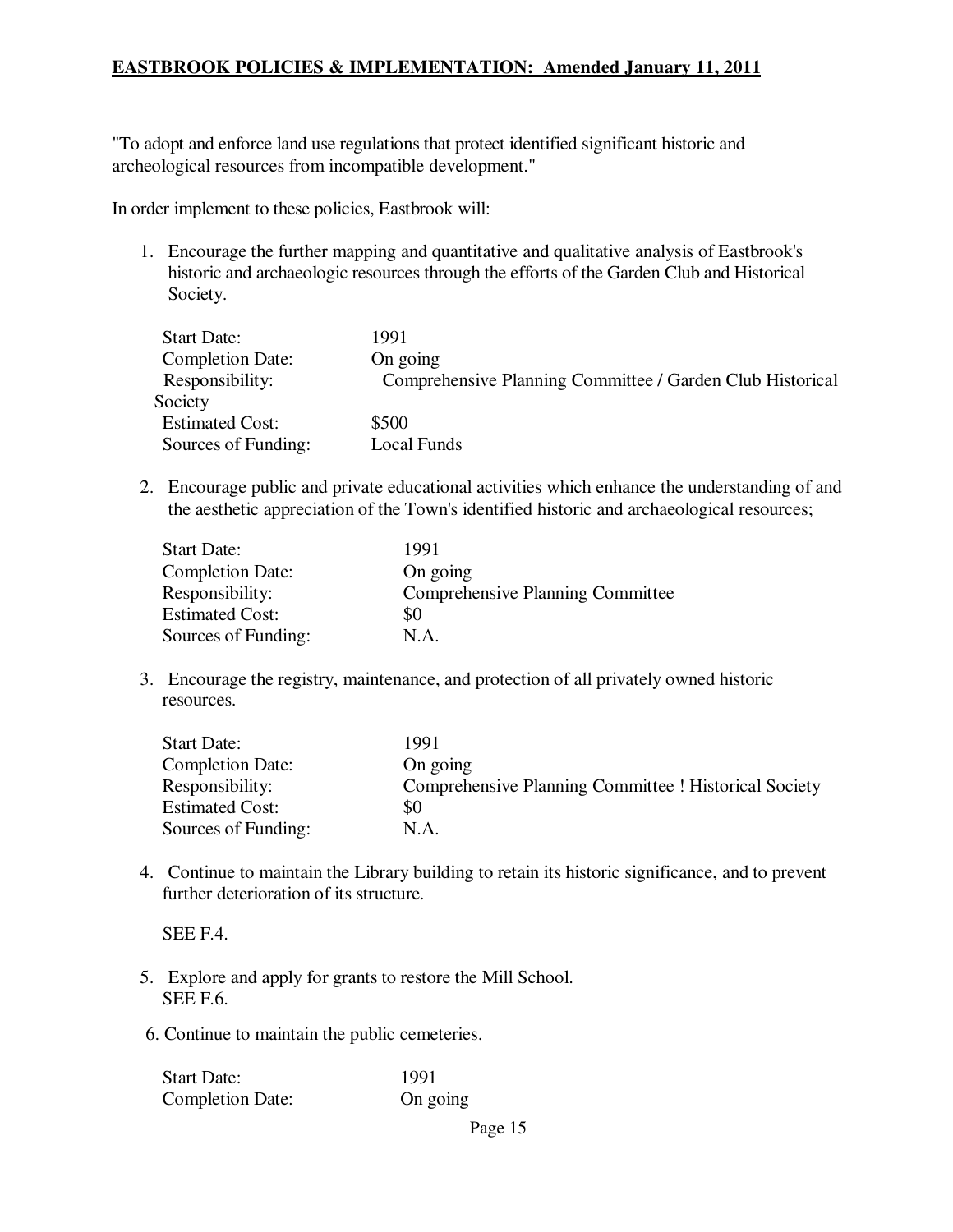"To adopt and enforce land use regulations that protect identified significant historic and archeological resources from incompatible development."

In order implement to these policies, Eastbrook will:

1. Encourage the further mapping and quantitative and qualitative analysis of Eastbrook's historic and archaeologic resources through the efforts of the Garden Club and Historical Society.

   Start Date: 1991
   Completion Date: On going
   Responsibility: Comprehensive Planning Committee / Garden Club Historical Society
   Estimated Cost: $500
   Sources of Funding: Local Funds

2. Encourage public and private educational activities which enhance the understanding of and the aesthetic appreciation of the Town's identified historic and archaeological resources;

   Start Date: 1991
   Completion Date: On going
   Responsibility: Comprehensive Planning Committee
   Estimated Cost: $0
   Sources of Funding: N.A.

3. Encourage the registry, maintenance, and protection of all privately owned historic resources.

   Start Date: 1991
   Completion Date: On going
   Responsibility: Comprehensive Planning Committee ! Historical Society
   Estimated Cost: $0
   Sources of Funding: N.A.

4. Continue to maintain the Library building to retain its historic significance, and to prevent further deterioration of its structure.

   SEE F.4.

5. Explore and apply for grants to restore the Mill School.
   SEE F.6.

6. Continue to maintain the public cemeteries.

   Start Date: 1991
   Completion Date: On going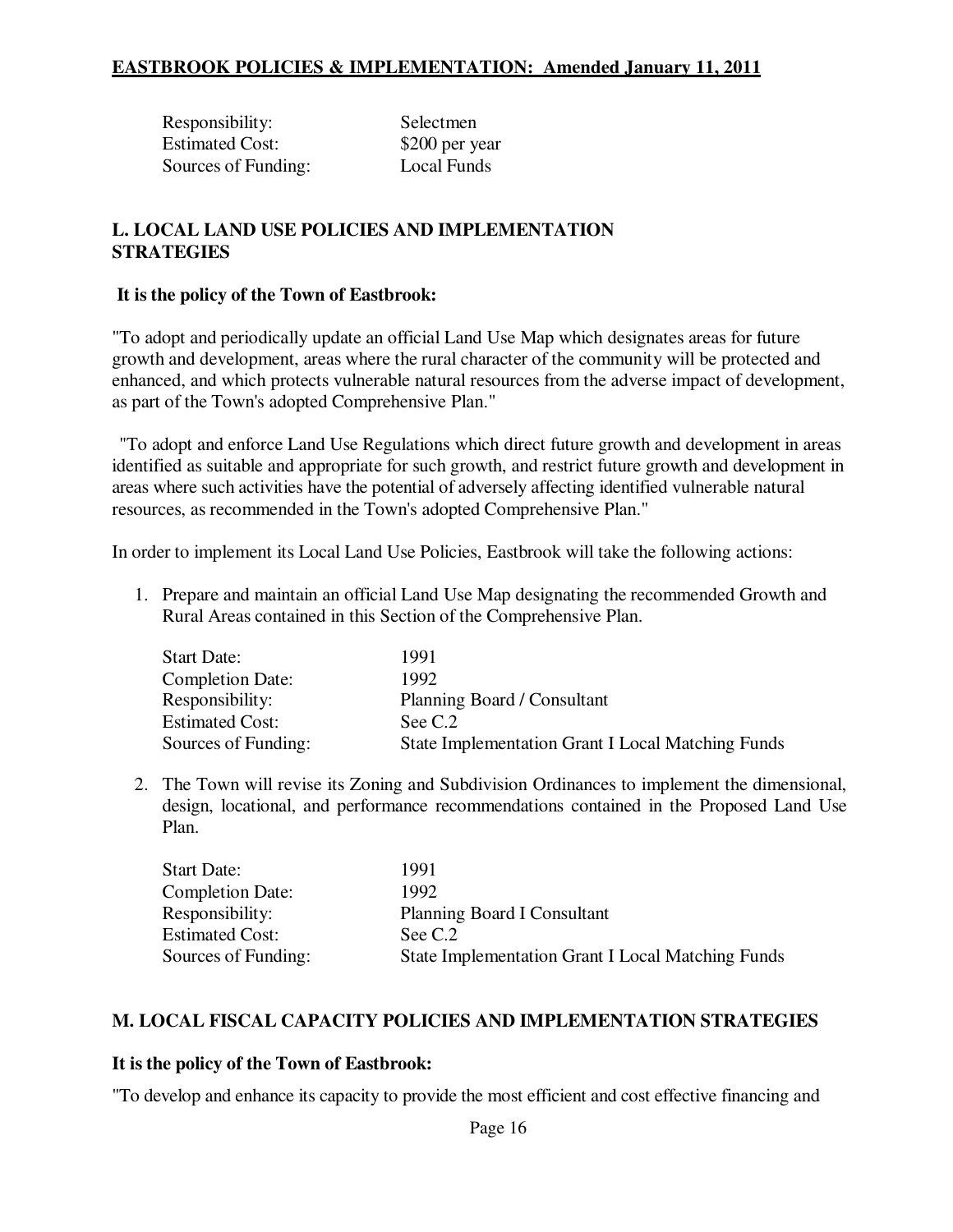Responsibility: Selectmen
Estimated Cost: $200 per year
Sources of Funding: Local Funds

## L. LOCAL LAND USE POLICIES AND IMPLEMENTATION STRATEGIES

**It is the policy of the Town of Eastbrook:**

"To adopt and periodically update an official Land Use Map which designates areas for future growth and development, areas where the rural character of the community will be protected and enhanced, and which protects vulnerable natural resources from the adverse impact of development, as part of the Town's adopted Comprehensive Plan."

"To adopt and enforce Land Use Regulations which direct future growth and development in areas identified as suitable and appropriate for such growth, and restrict future growth and development in areas where such activities have the potential of adversely affecting identified vulnerable natural resources, as recommended in the Town's adopted Comprehensive Plan."

In order to implement its Local Land Use Policies, Eastbrook will take the following actions:

1. Prepare and maintain an official Land Use Map designating the recommended Growth and Rural Areas contained in this Section of the Comprehensive Plan.

   Start Date: 1991
   Completion Date: 1992
   Responsibility: Planning Board / Consultant
   Estimated Cost: See C.2
   Sources of Funding: State Implementation Grant I Local Matching Funds

2. The Town will revise its Zoning and Subdivision Ordinances to implement the dimensional, design, locational, and performance recommendations contained in the Proposed Land Use Plan.

   Start Date: 1991
   Completion Date: 1992
   Responsibility: Planning Board I Consultant
   Estimated Cost: See C.2
   Sources of Funding: State Implementation Grant I Local Matching Funds

## M. LOCAL FISCAL CAPACITY POLICIES AND IMPLEMENTATION STRATEGIES

**It is the policy of the Town of Eastbrook:**

"To develop and enhance its capacity to provide the most efficient and cost effective financing and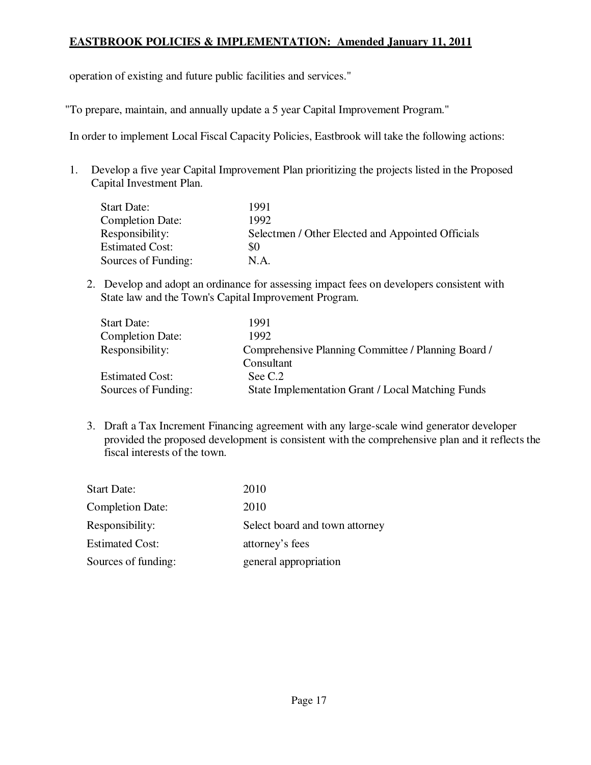operation of existing and future public facilities and services."

"To prepare, maintain, and annually update a 5 year Capital Improvement Program."

In order to implement Local Fiscal Capacity Policies, Eastbrook will take the following actions:

1. Develop a five year Capital Improvement Plan prioritizing the projects listed in the Proposed Capital Investment Plan.

| | |
|---|---|
| Start Date: | 1991 |
| Completion Date: | 1992 |
| Responsibility: | Selectmen / Other Elected and Appointed Officials |
| Estimated Cost: | $0 |
| Sources of Funding: | N.A. |

2. Develop and adopt an ordinance for assessing impact fees on developers consistent with State law and the Town's Capital Improvement Program.

| | |
|---|---|
| Start Date: | 1991 |
| Completion Date: | 1992 |
| Responsibility: | Comprehensive Planning Committee / Planning Board / Consultant |
| Estimated Cost: | See C.2 |
| Sources of Funding: | State Implementation Grant / Local Matching Funds |

3. Draft a Tax Increment Financing agreement with any large-scale wind generator developer provided the proposed development is consistent with the comprehensive plan and it reflects the fiscal interests of the town.

| | |
|---|---|
| Start Date: | 2010 |
| Completion Date: | 2010 |
| Responsibility: | Select board and town attorney |
| Estimated Cost: | attorney's fees |
| Sources of funding: | general appropriation |